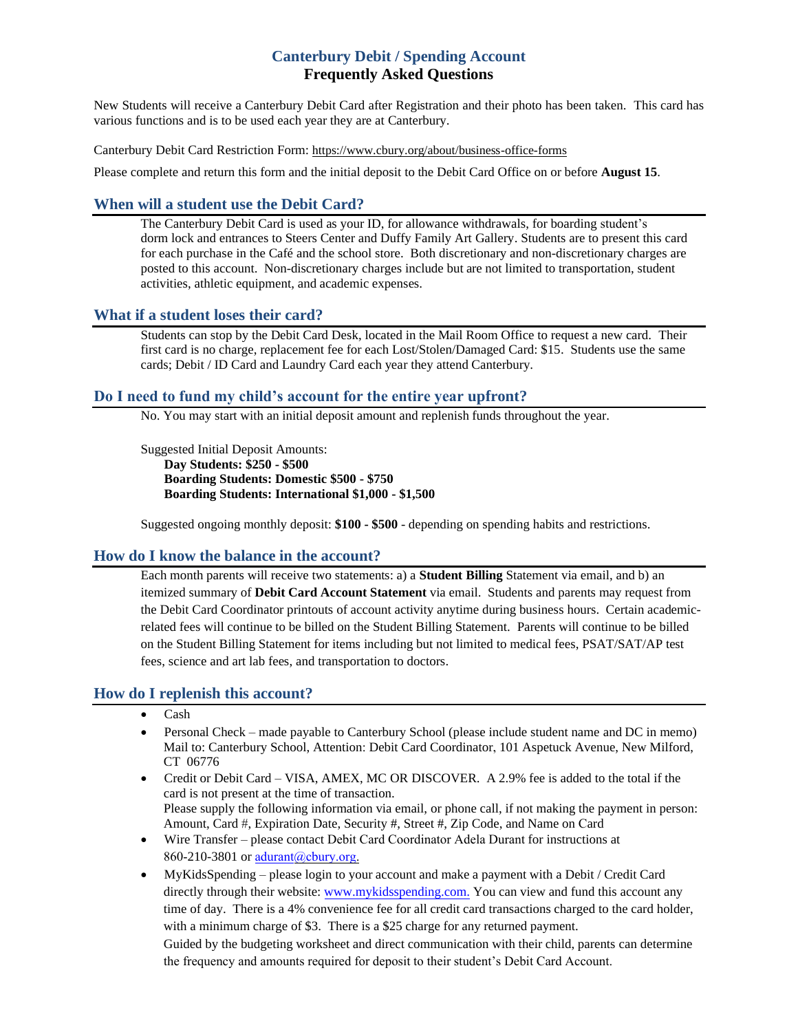# Canterbury Debit / Spending Account
## Frequently Asked Questions

New Students will receive a Canterbury Debit Card after Registration and their photo has been taken. This card has various functions and is to be used each year they are at Canterbury.

Canterbury Debit Card Restriction Form: https://www.cbury.org/about/business-office-forms

Please complete and return this form and the initial deposit to the Debit Card Office on or before **August 15**.

### When will a student use the Debit Card?

The Canterbury Debit Card is used as your ID, for allowance withdrawals, for boarding student's dorm lock and entrances to Steers Center and Duffy Family Art Gallery. Students are to present this card for each purchase in the Café and the school store. Both discretionary and non-discretionary charges are posted to this account. Non-discretionary charges include but are not limited to transportation, student activities, athletic equipment, and academic expenses.

### What if a student loses their card?

Students can stop by the Debit Card Desk, located in the Mail Room Office to request a new card. Their first card is no charge, replacement fee for each Lost/Stolen/Damaged Card: $15. Students use the same cards; Debit / ID Card and Laundry Card each year they attend Canterbury.

### Do I need to fund my child's account for the entire year upfront?

No. You may start with an initial deposit amount and replenish funds throughout the year.

Suggested Initial Deposit Amounts:
- **Day Students: $250 - $500**
- **Boarding Students: Domestic $500 - $750**
- **Boarding Students: International $1,000 - $1,500**

Suggested ongoing monthly deposit: **$100 - $500** - depending on spending habits and restrictions.

### How do I know the balance in the account?

Each month parents will receive two statements: a) a **Student Billing** Statement via email, and b) an itemized summary of **Debit Card Account Statement** via email. Students and parents may request from the Debit Card Coordinator printouts of account activity anytime during business hours. Certain academic-related fees will continue to be billed on the Student Billing Statement. Parents will continue to be billed on the Student Billing Statement for items including but not limited to medical fees, PSAT/SAT/AP test fees, science and art lab fees, and transportation to doctors.

### How do I replenish this account?

- Cash
- Personal Check – made payable to Canterbury School (please include student name and DC in memo) Mail to: Canterbury School, Attention: Debit Card Coordinator, 101 Aspetuck Avenue, New Milford, CT 06776
- Credit or Debit Card – VISA, AMEX, MC OR DISCOVER. A 2.9% fee is added to the total if the card is not present at the time of transaction.
  Please supply the following information via email, or phone call, if not making the payment in person: Amount, Card #, Expiration Date, Security #, Street #, Zip Code, and Name on Card
- Wire Transfer – please contact Debit Card Coordinator Adela Durant for instructions at 860-210-3801 or adurant@cbury.org.
- MyKidsSpending – please login to your account and make a payment with a Debit / Credit Card directly through their website: www.mykidsspending.com. You can view and fund this account any time of day. There is a 4% convenience fee for all credit card transactions charged to the card holder, with a minimum charge of $3. There is a $25 charge for any returned payment.
  Guided by the budgeting worksheet and direct communication with their child, parents can determine the frequency and amounts required for deposit to their student's Debit Card Account.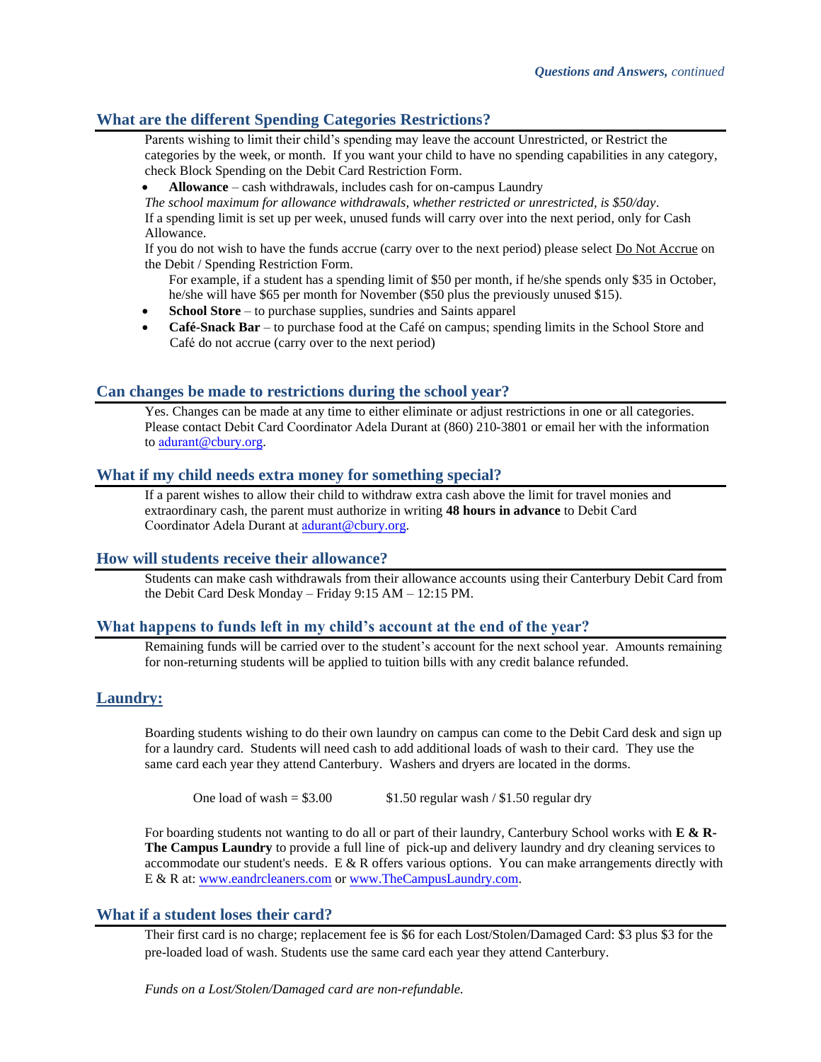## What are the different Spending Categories Restrictions?

Parents wishing to limit their child's spending may leave the account Unrestricted, or Restrict the categories by the week, or month. If you want your child to have no spending capabilities in any category, check Block Spending on the Debit Card Restriction Form.

- **Allowance** – cash withdrawals, includes cash for on-campus Laundry

*The school maximum for allowance withdrawals, whether restricted or unrestricted, is $50/day*.

If a spending limit is set up per week, unused funds will carry over into the next period, only for Cash Allowance.

If you do not wish to have the funds accrue (carry over to the next period) please select <u>Do Not Accrue</u> on the Debit / Spending Restriction Form.

For example, if a student has a spending limit of $50 per month, if he/she spends only $35 in October, he/she will have $65 per month for November ($50 plus the previously unused $15).

- **School Store** – to purchase supplies, sundries and Saints apparel
- **Café-Snack Bar** – to purchase food at the Café on campus; spending limits in the School Store and Café do not accrue (carry over to the next period)

## Can changes be made to restrictions during the school year?

Yes. Changes can be made at any time to either eliminate or adjust restrictions in one or all categories. Please contact Debit Card Coordinator Adela Durant at (860) 210-3801 or email her with the information to adurant@cbury.org.

## What if my child needs extra money for something special?

If a parent wishes to allow their child to withdraw extra cash above the limit for travel monies and extraordinary cash, the parent must authorize in writing **48 hours in advance** to Debit Card Coordinator Adela Durant at adurant@cbury.org.

## How will students receive their allowance?

Students can make cash withdrawals from their allowance accounts using their Canterbury Debit Card from the Debit Card Desk Monday – Friday 9:15 AM – 12:15 PM.

## What happens to funds left in my child's account at the end of the year?

Remaining funds will be carried over to the student's account for the next school year. Amounts remaining for non-returning students will be applied to tuition bills with any credit balance refunded.

## Laundry:

Boarding students wishing to do their own laundry on campus can come to the Debit Card desk and sign up for a laundry card. Students will need cash to add additional loads of wash to their card. They use the same card each year they attend Canterbury. Washers and dryers are located in the dorms.

One load of wash = $3.00    $1.50 regular wash / $1.50 regular dry

For boarding students not wanting to do all or part of their laundry, Canterbury School works with **E & R-The Campus Laundry** to provide a full line of pick-up and delivery laundry and dry cleaning services to accommodate our student's needs. E & R offers various options. You can make arrangements directly with E & R at: www.eandrcleaners.com or www.TheCampusLaundry.com.

## What if a student loses their card?

Their first card is no charge; replacement fee is $6 for each Lost/Stolen/Damaged Card: $3 plus $3 for the pre-loaded load of wash. Students use the same card each year they attend Canterbury.

*Funds on a Lost/Stolen/Damaged card are non-refundable.*